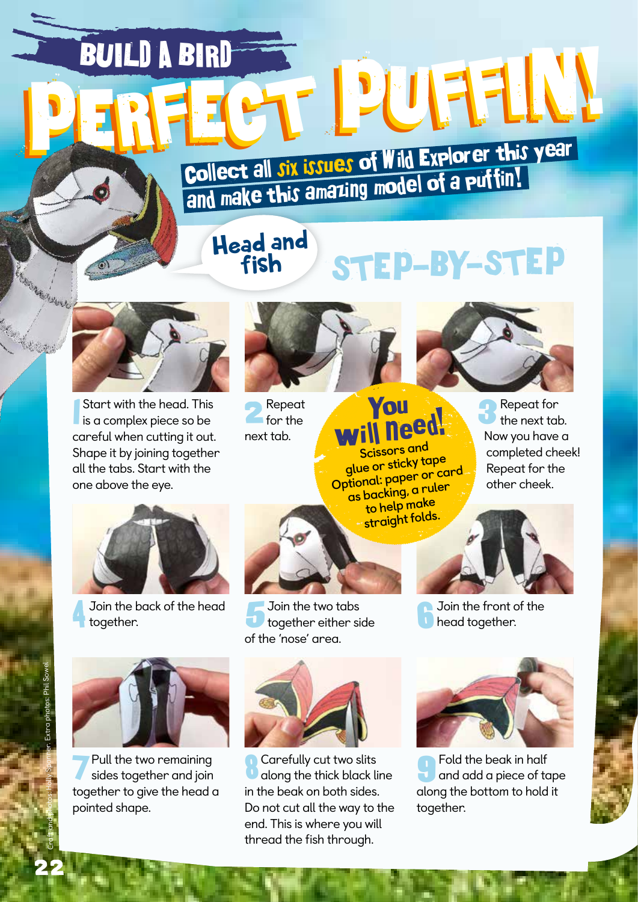# BUILD A BIRD

# PERFECT PUFFIN!

**Collect all six issues of Wild Explorer this year and make this amazing model of a puffin!**

## Head and fish

## STEP-BY-STEP

**1** Start with the head. This is a complex piece so be careful when cutting it out. Shape it by joining together all the tabs. Start with the one above the eye.

**2** Repeat for the next tab.

### You will need!

Scissors and glue or sticky tape
Optional: paper or card as backing, a ruler to help make straight folds.

**3** Repeat for the next tab. Now you have a completed cheek! Repeat for the other cheek.

**4** Join the back of the head together.

**5** Join the two tabs together either side of the 'nose' area.

**6** Join the front of the head together.

**7** Pull the two remaining sides together and join together to give the head a pointed shape.

**8** Carefully cut two slits along the thick black line in the beak on both sides. Do not cut all the way to the end. This is where you will thread the fish through.

**9** Fold the beak in half and add a piece of tape along the bottom to hold it together.

Craft and photos: Holly Spanner. Extra photos: Phil Sowel.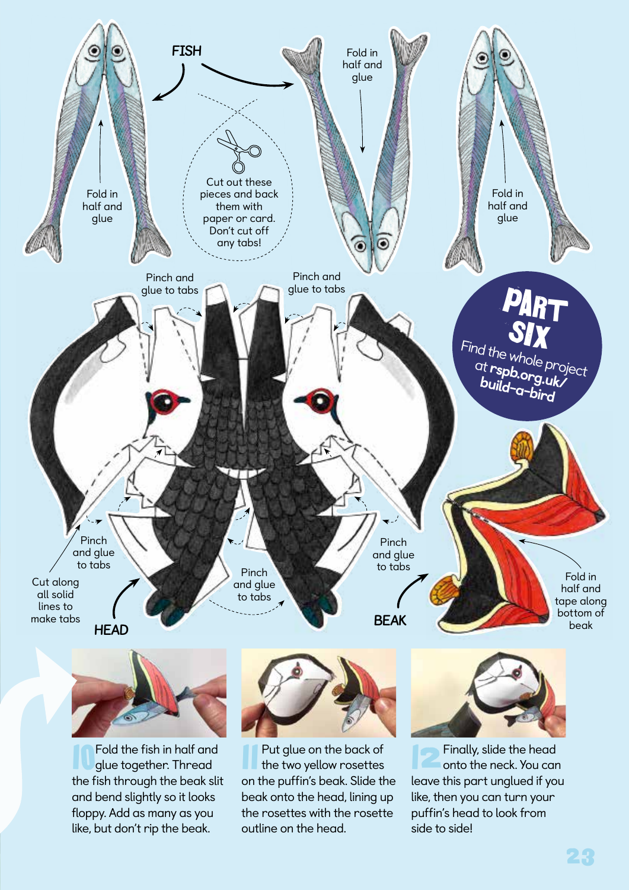**FISH**

Fold in half and glue

Fold in half and glue

Fold in half and glue

Cut out these pieces and back them with paper or card. Don't cut off any tabs!

Pinch and glue to tabs

Pinch and glue to tabs

**PART SIX**

Find the whole project at **rspb.org.uk/build-a-bird**

Pinch and glue to tabs

Cut along all solid lines to make tabs

**HEAD**

Pinch and glue to tabs

Pinch and glue to tabs

**BEAK**

Fold in half and tape along bottom of beak

**10** Fold the fish in half and glue together. Thread the fish through the beak slit and bend slightly so it looks floppy. Add as many as you like, but don't rip the beak.

**11** Put glue on the back of the two yellow rosettes on the puffin's beak. Slide the beak onto the head, lining up the rosettes with the rosette outline on the head.

**12** Finally, slide the head onto the neck. You can leave this part unglued if you like, then you can turn your puffin's head to look from side to side!